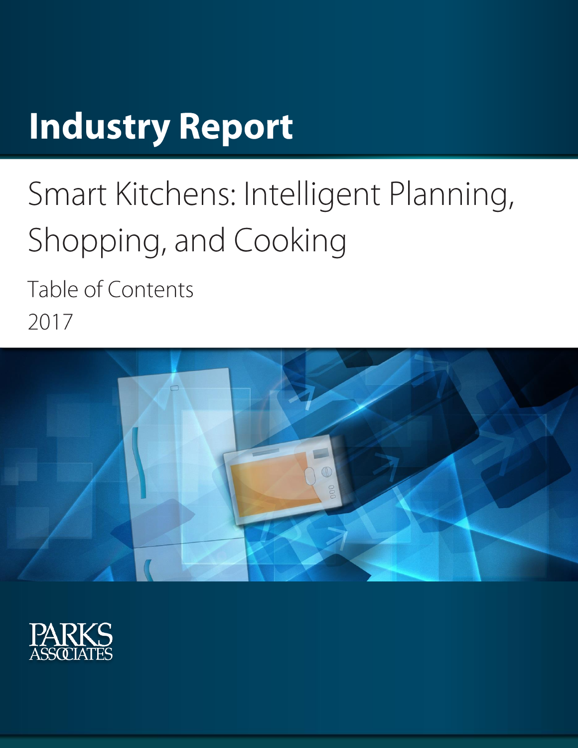# Industry Report

## Smart Kitchens: Intelligent Planning, Shopping, and Cooking

Table of Contents

2017

PARKS ASSOCIATES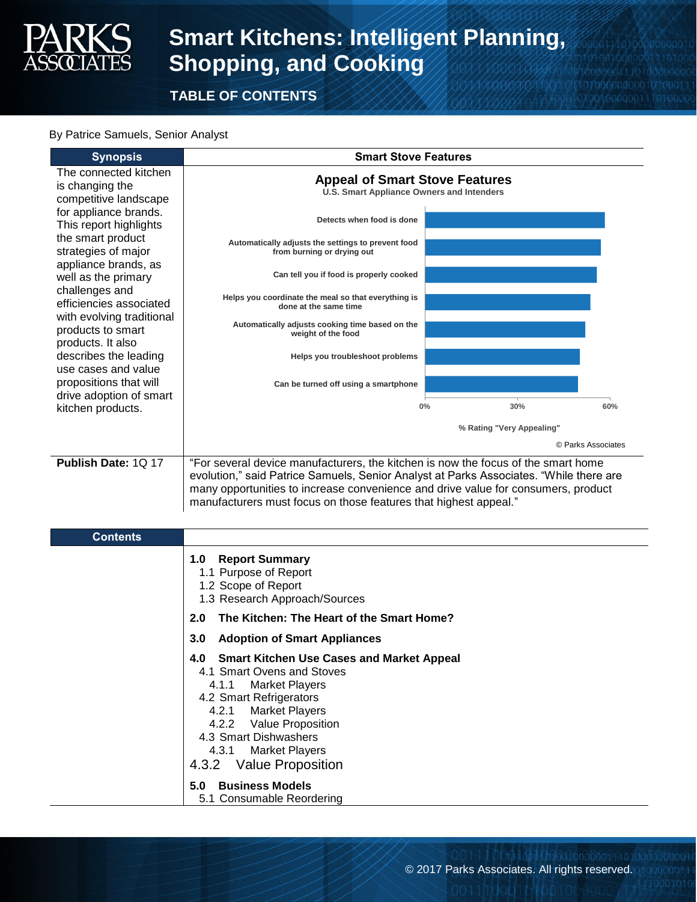# Smart Kitchens: Intelligent Planning, Shopping, and Cooking

## TABLE OF CONTENTS

By Patrice Samuels, Senior Analyst

| Synopsis | Smart Stove Features |
|---|---|
| The connected kitchen is changing the competitive landscape for appliance brands. This report highlights the smart product strategies of major appliance brands, as well as the primary challenges and efficiencies associated with evolving traditional products to smart products. It also describes the leading use cases and value propositions that will drive adoption of smart kitchen products. | **Appeal of Smart Stove Features**<br>U.S. Smart Appliance Owners and Intenders<br>Detects when food is done<br>Automatically adjusts the settings to prevent food from burning or drying out<br>Can tell you if food is properly cooked<br>Helps you coordinate the meal so that everything is done at the same time<br>Automatically adjusts cooking time based on the weight of the food<br>Helps you troubleshoot problems<br>Can be turned off using a smartphone<br>0% 30% 60%<br>% Rating "Very Appealing"<br>© Parks Associates |
| **Publish Date:** 1Q 17 | "For several device manufacturers, the kitchen is now the focus of the smart home evolution," said Patrice Samuels, Senior Analyst at Parks Associates. "While there are many opportunities to increase convenience and drive value for consumers, product manufacturers must focus on those features that highest appeal." |

## Contents

**1.0 Report Summary**
- 1.1 Purpose of Report
- 1.2 Scope of Report
- 1.3 Research Approach/Sources

**2.0 The Kitchen: The Heart of the Smart Home?**

**3.0 Adoption of Smart Appliances**

**4.0 Smart Kitchen Use Cases and Market Appeal**
- 4.1 Smart Ovens and Stoves
  - 4.1.1 Market Players
- 4.2 Smart Refrigerators
  - 4.2.1 Market Players
  - 4.2.2 Value Proposition
- 4.3 Smart Dishwashers
  - 4.3.1 Market Players

4.3.2 Value Proposition

**5.0 Business Models**
- 5.1 Consumable Reordering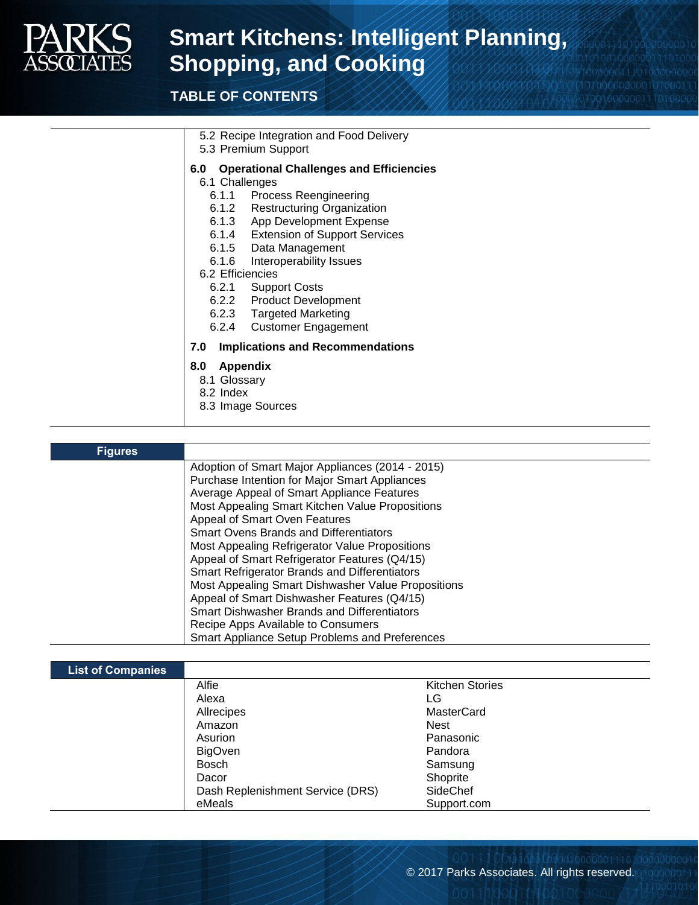5.2 Recipe Integration and Food Delivery
5.3 Premium Support

**6.0 Operational Challenges and Efficiencies**

6.1 Challenges
- 6.1.1 Process Reengineering
- 6.1.2 Restructuring Organization
- 6.1.3 App Development Expense
- 6.1.4 Extension of Support Services
- 6.1.5 Data Management
- 6.1.6 Interoperability Issues

6.2 Efficiencies
- 6.2.1 Support Costs
- 6.2.2 Product Development
- 6.2.3 Targeted Marketing
- 6.2.4 Customer Engagement

**7.0 Implications and Recommendations**

**8.0 Appendix**

8.1 Glossary
8.2 Index
8.3 Image Sources

## Figures

- Adoption of Smart Major Appliances (2014 - 2015)
- Purchase Intention for Major Smart Appliances
- Average Appeal of Smart Appliance Features
- Most Appealing Smart Kitchen Value Propositions
- Appeal of Smart Oven Features
- Smart Ovens Brands and Differentiators
- Most Appealing Smart Refrigerator Value Propositions
- Appeal of Smart Refrigerator Features (Q4/15)
- Smart Refrigerator Brands and Differentiators
- Most Appealing Smart Dishwasher Value Propositions
- Appeal of Smart Dishwasher Features (Q4/15)
- Smart Dishwasher Brands and Differentiators
- Recipe Apps Available to Consumers
- Smart Appliance Setup Problems and Preferences

## List of Companies

- Alfie
- Alexa
- Allrecipes
- Amazon
- Asurion
- BigOven
- Bosch
- Dacor
- Dash Replenishment Service (DRS)
- eMeals
- Kitchen Stories
- LG
- MasterCard
- Nest
- Panasonic
- Pandora
- Samsung
- Shoprite
- SideChef
- Support.com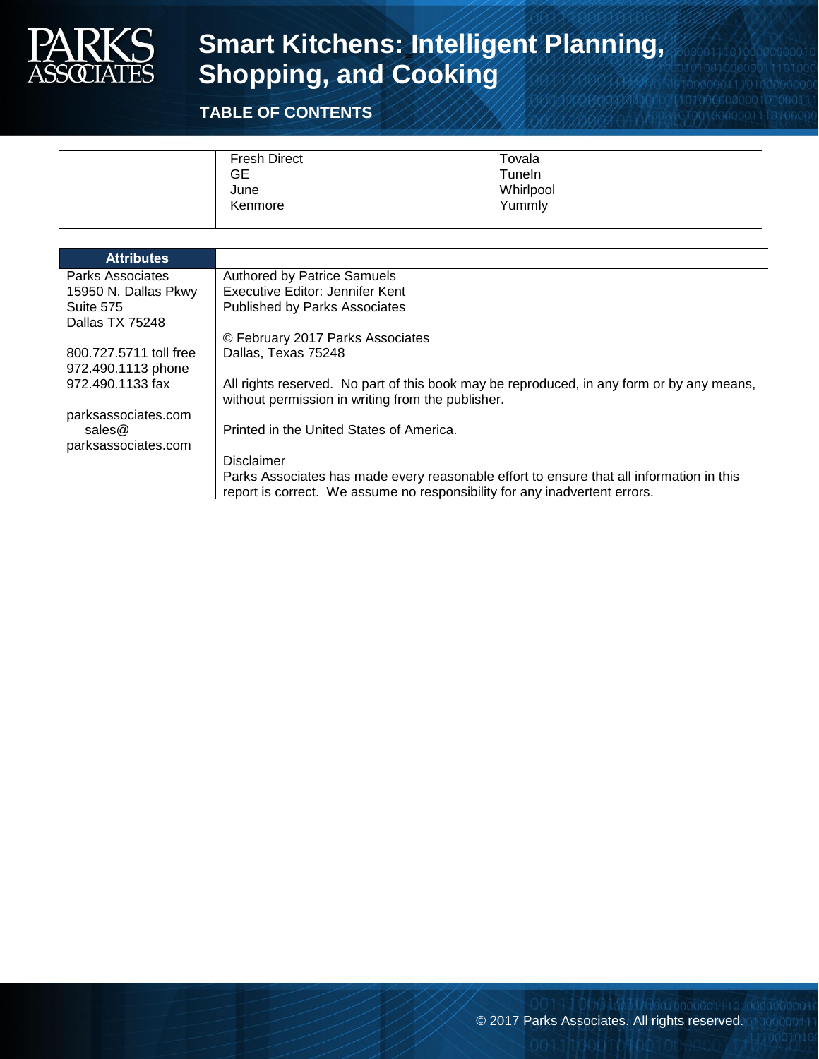# Smart Kitchens: Intelligent Planning, Shopping, and Cooking

## TABLE OF CONTENTS

| | | |
|---|---|---|
| | Fresh Direct<br>GE<br>June<br>Kenmore | Tovala<br>TuneIn<br>Whirlpool<br>Yummly |

| Attributes | |
|---|---|
| Parks Associates<br>15950 N. Dallas Pkwy<br>Suite 575<br>Dallas TX 75248<br><br>800.727.5711 toll free<br>972.490.1113 phone<br>972.490.1133 fax<br><br>parksassociates.com<br>sales@<br>parksassociates.com | Authored by Patrice Samuels<br>Executive Editor: Jennifer Kent<br>Published by Parks Associates<br><br>© February 2017 Parks Associates<br>Dallas, Texas 75248<br><br>All rights reserved. No part of this book may be reproduced, in any form or by any means, without permission in writing from the publisher.<br><br>Printed in the United States of America.<br><br>Disclaimer<br>Parks Associates has made every reasonable effort to ensure that all information in this report is correct. We assume no responsibility for any inadvertent errors. |